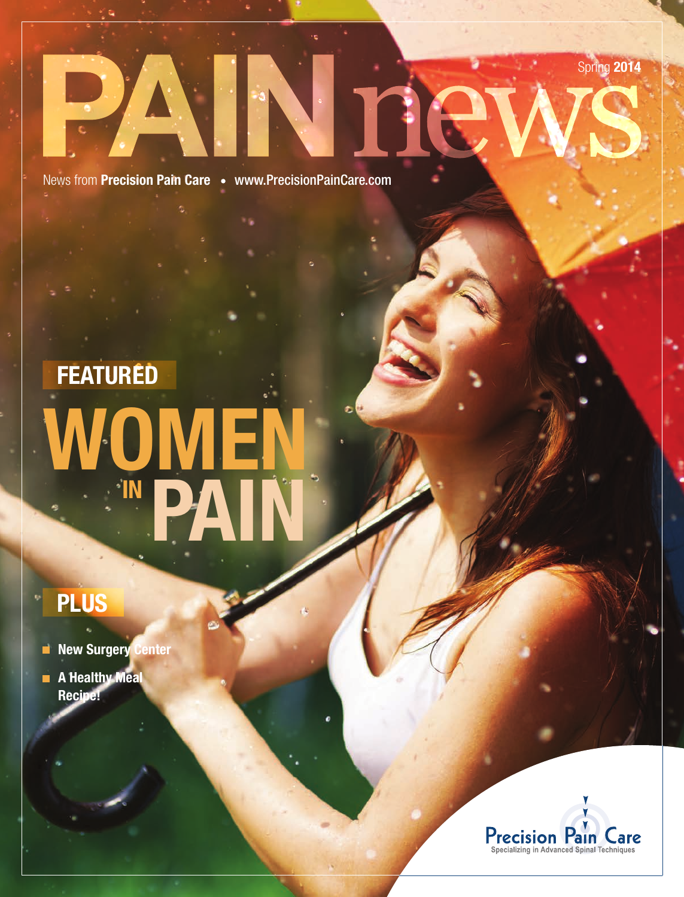# PAIN news

Spring **2014**

News from **Precision Pain Care** • www.PrecisionPainCare.com

## FEATURED

# WOMEN IN PAIN

## PLUS

- New Surgery Center
- A Healthy Meal Recipe!

Precision Pain Care
Specializing in Advanced Spinal Techniques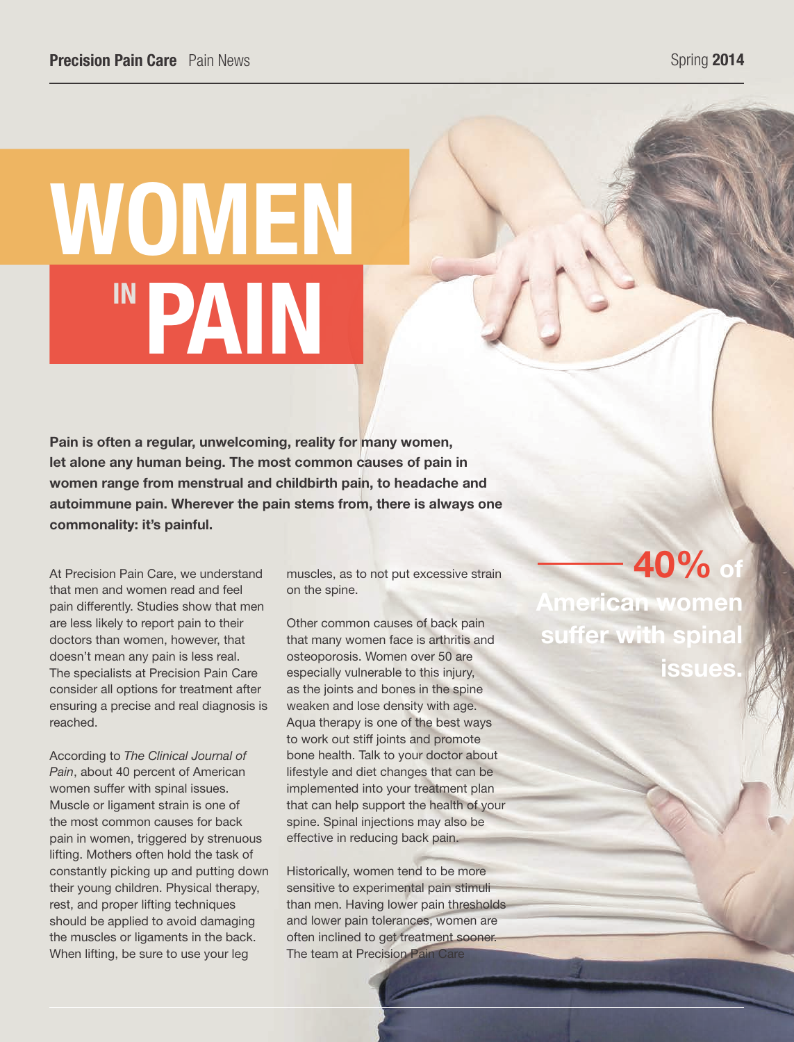# WOMEN IN PAIN

**Pain is often a regular, unwelcoming, reality for many women, let alone any human being. The most common causes of pain in women range from menstrual and childbirth pain, to headache and autoimmune pain. Wherever the pain stems from, there is always one commonality: it's painful.**

At Precision Pain Care, we understand that men and women read and feel pain differently. Studies show that men are less likely to report pain to their doctors than women, however, that doesn't mean any pain is less real. The specialists at Precision Pain Care consider all options for treatment after ensuring a precise and real diagnosis is reached.

According to *The Clinical Journal of Pain*, about 40 percent of American women suffer with spinal issues. Muscle or ligament strain is one of the most common causes for back pain in women, triggered by strenuous lifting. Mothers often hold the task of constantly picking up and putting down their young children. Physical therapy, rest, and proper lifting techniques should be applied to avoid damaging the muscles or ligaments in the back. When lifting, be sure to use your leg muscles, as to not put excessive strain on the spine.

Other common causes of back pain that many women face is arthritis and osteoporosis. Women over 50 are especially vulnerable to this injury, as the joints and bones in the spine weaken and lose density with age. Aqua therapy is one of the best ways to work out stiff joints and promote bone health. Talk to your doctor about lifestyle and diet changes that can be implemented into your treatment plan that can help support the health of your spine. Spinal injections may also be effective in reducing back pain.

Historically, women tend to be more sensitive to experimental pain stimuli than men. Having lower pain thresholds and lower pain tolerances, women are often inclined to get treatment sooner. The team at Precision Pain Care

**40% of American women suffer with spinal issues.**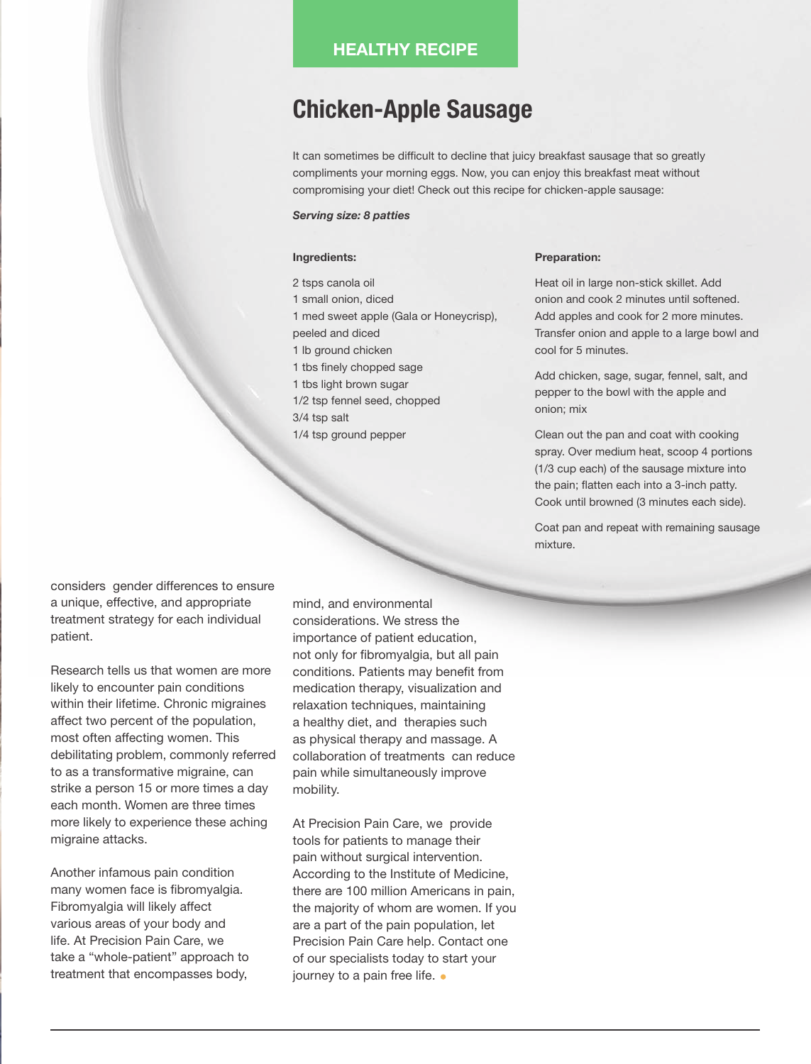HEALTHY RECIPE

## Chicken-Apple Sausage

It can sometimes be difficult to decline that juicy breakfast sausage that so greatly compliments your morning eggs. Now, you can enjoy this breakfast meat without compromising your diet! Check out this recipe for chicken-apple sausage:

***Serving size: 8 patties***

**Ingredients:**

2 tsps canola oil
1 small onion, diced
1 med sweet apple (Gala or Honeycrisp), peeled and diced
1 lb ground chicken
1 tbs finely chopped sage
1 tbs light brown sugar
1/2 tsp fennel seed, chopped
3/4 tsp salt
1/4 tsp ground pepper

**Preparation:**

Heat oil in large non-stick skillet. Add onion and cook 2 minutes until softened. Add apples and cook for 2 more minutes. Transfer onion and apple to a large bowl and cool for 5 minutes.

Add chicken, sage, sugar, fennel, salt, and pepper to the bowl with the apple and onion; mix

Clean out the pan and coat with cooking spray. Over medium heat, scoop 4 portions (1/3 cup each) of the sausage mixture into the pain; flatten each into a 3-inch patty. Cook until browned (3 minutes each side).

Coat pan and repeat with remaining sausage mixture.

considers gender differences to ensure a unique, effective, and appropriate treatment strategy for each individual patient.

Research tells us that women are more likely to encounter pain conditions within their lifetime. Chronic migraines affect two percent of the population, most often affecting women. This debilitating problem, commonly referred to as a transformative migraine, can strike a person 15 or more times a day each month. Women are three times more likely to experience these aching migraine attacks.

Another infamous pain condition many women face is fibromyalgia. Fibromyalgia will likely affect various areas of your body and life. At Precision Pain Care, we take a "whole-patient" approach to treatment that encompasses body, mind, and environmental considerations. We stress the importance of patient education, not only for fibromyalgia, but all pain conditions. Patients may benefit from medication therapy, visualization and relaxation techniques, maintaining a healthy diet, and therapies such as physical therapy and massage. A collaboration of treatments can reduce pain while simultaneously improve mobility.

At Precision Pain Care, we provide tools for patients to manage their pain without surgical intervention. According to the Institute of Medicine, there are 100 million Americans in pain, the majority of whom are women. If you are a part of the pain population, let Precision Pain Care help. Contact one of our specialists today to start your journey to a pain free life.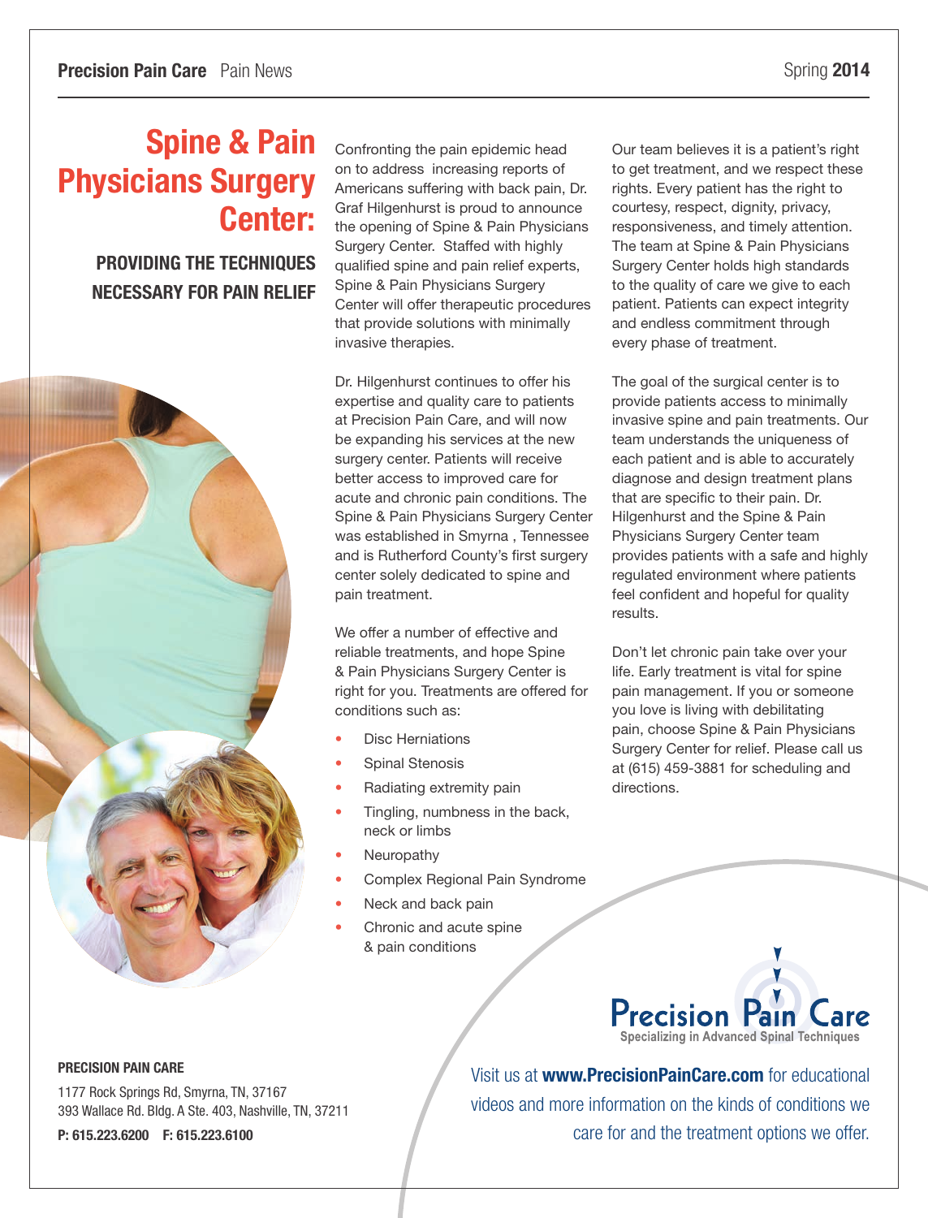# Spine & Pain Physicians Surgery Center:

## PROVIDING THE TECHNIQUES NECESSARY FOR PAIN RELIEF

Confronting the pain epidemic head on to address increasing reports of Americans suffering with back pain, Dr. Graf Hilgenhurst is proud to announce the opening of Spine & Pain Physicians Surgery Center. Staffed with highly qualified spine and pain relief experts, Spine & Pain Physicians Surgery Center will offer therapeutic procedures that provide solutions with minimally invasive therapies.

Dr. Hilgenhurst continues to offer his expertise and quality care to patients at Precision Pain Care, and will now be expanding his services at the new surgery center. Patients will receive better access to improved care for acute and chronic pain conditions. The Spine & Pain Physicians Surgery Center was established in Smyrna , Tennessee and is Rutherford County's first surgery center solely dedicated to spine and pain treatment.

We offer a number of effective and reliable treatments, and hope Spine & Pain Physicians Surgery Center is right for you. Treatments are offered for conditions such as:

- Disc Herniations
- Spinal Stenosis
- Radiating extremity pain
- Tingling, numbness in the back, neck or limbs
- Neuropathy
- Complex Regional Pain Syndrome
- Neck and back pain
- Chronic and acute spine & pain conditions

Our team believes it is a patient's right to get treatment, and we respect these rights. Every patient has the right to courtesy, respect, dignity, privacy, responsiveness, and timely attention. The team at Spine & Pain Physicians Surgery Center holds high standards to the quality of care we give to each patient. Patients can expect integrity and endless commitment through every phase of treatment.

The goal of the surgical center is to provide patients access to minimally invasive spine and pain treatments. Our team understands the uniqueness of each patient and is able to accurately diagnose and design treatment plans that are specific to their pain. Dr. Hilgenhurst and the Spine & Pain Physicians Surgery Center team provides patients with a safe and highly regulated environment where patients feel confident and hopeful for quality results.

Don't let chronic pain take over your life. Early treatment is vital for spine pain management. If you or someone you love is living with debilitating pain, choose Spine & Pain Physicians Surgery Center for relief. Please call us at (615) 459-3881 for scheduling and directions.

Precision Pain Care
Specializing in Advanced Spinal Techniques

**PRECISION PAIN CARE**

1177 Rock Springs Rd, Smyrna, TN, 37167
393 Wallace Rd. Bldg. A Ste. 403, Nashville, TN, 37211

**P: 615.223.6200 F: 615.223.6100**

Visit us at **www.PrecisionPainCare.com** for educational videos and more information on the kinds of conditions we care for and the treatment options we offer.